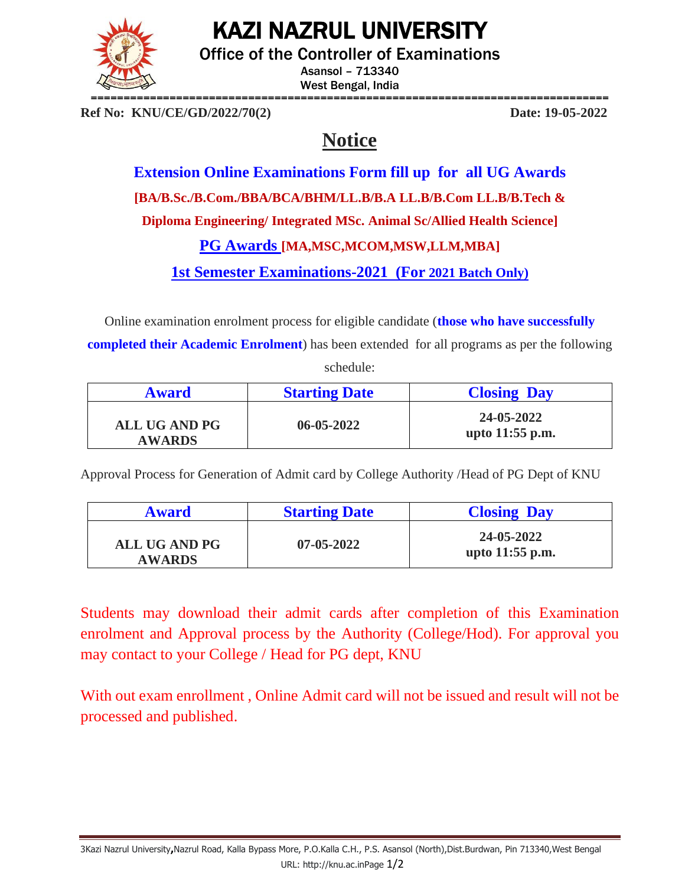# KAZI NAZRUL UNIVERSITY

## Office of the Controller of Examinations

Asansol – 713340
West Bengal, India

**Ref No: KNU/CE/GD/2022/70(2)** **Date: 19-05-2022**

# Notice

**Extension Online Examinations Form fill up for all UG Awards**

**[BA/B.Sc./B.Com./BBA/BCA/BHM/LL.B/B.A LL.B/B.Com LL.B/B.Tech & Diploma Engineering/ Integrated MSc. Animal Sc/Allied Health Science]**

**PG Awards [MA,MSC,MCOM,MSW,LLM,MBA]**

**1st Semester Examinations-2021 (For 2021 Batch Only)**

Online examination enrolment process for eligible candidate (**those who have successfully completed their Academic Enrolment**) has been extended for all programs as per the following schedule:

| Award | Starting Date | Closing Day |
|---|---|---|
| ALL UG AND PG AWARDS | 06-05-2022 | 24-05-2022 upto 11:55 p.m. |

Approval Process for Generation of Admit card by College Authority /Head of PG Dept of KNU

| Award | Starting Date | Closing Day |
|---|---|---|
| ALL UG AND PG AWARDS | 07-05-2022 | 24-05-2022 upto 11:55 p.m. |

Students may download their admit cards after completion of this Examination enrolment and Approval process by the Authority (College/Hod). For approval you may contact to your College / Head for PG dept, KNU

With out exam enrollment , Online Admit card will not be issued and result will not be processed and published.

3Kazi Nazrul University, Nazrul Road, Kalla Bypass More, P.O.Kalla C.H., P.S. Asansol (North),Dist.Burdwan, Pin 713340,West Bengal
URL: http://knu.ac.in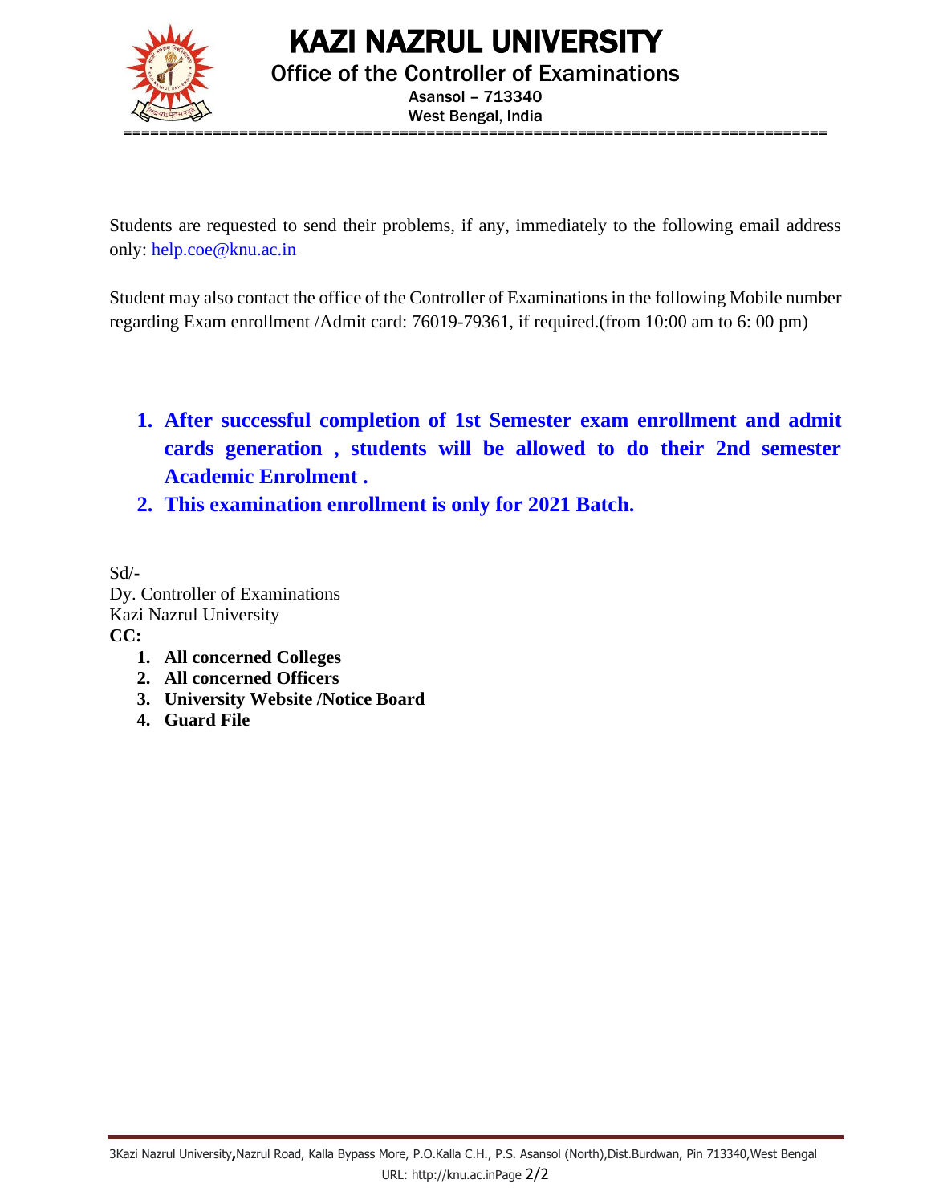Students are requested to send their problems, if any, immediately to the following email address only: help.coe@knu.ac.in

Student may also contact the office of the Controller of Examinations in the following Mobile number regarding Exam enrollment /Admit card: 76019-79361, if required.(from 10:00 am to 6: 00 pm)

1. **After successful completion of 1st Semester exam enrollment and admit cards generation , students will be allowed to do their 2nd semester Academic Enrolment .**
2. **This examination enrollment is only for 2021 Batch.**

Sd/-
Dy. Controller of Examinations
Kazi Nazrul University

**CC:**

1. **All concerned Colleges**
2. **All concerned Officers**
3. **University Website /Notice Board**
4. **Guard File**